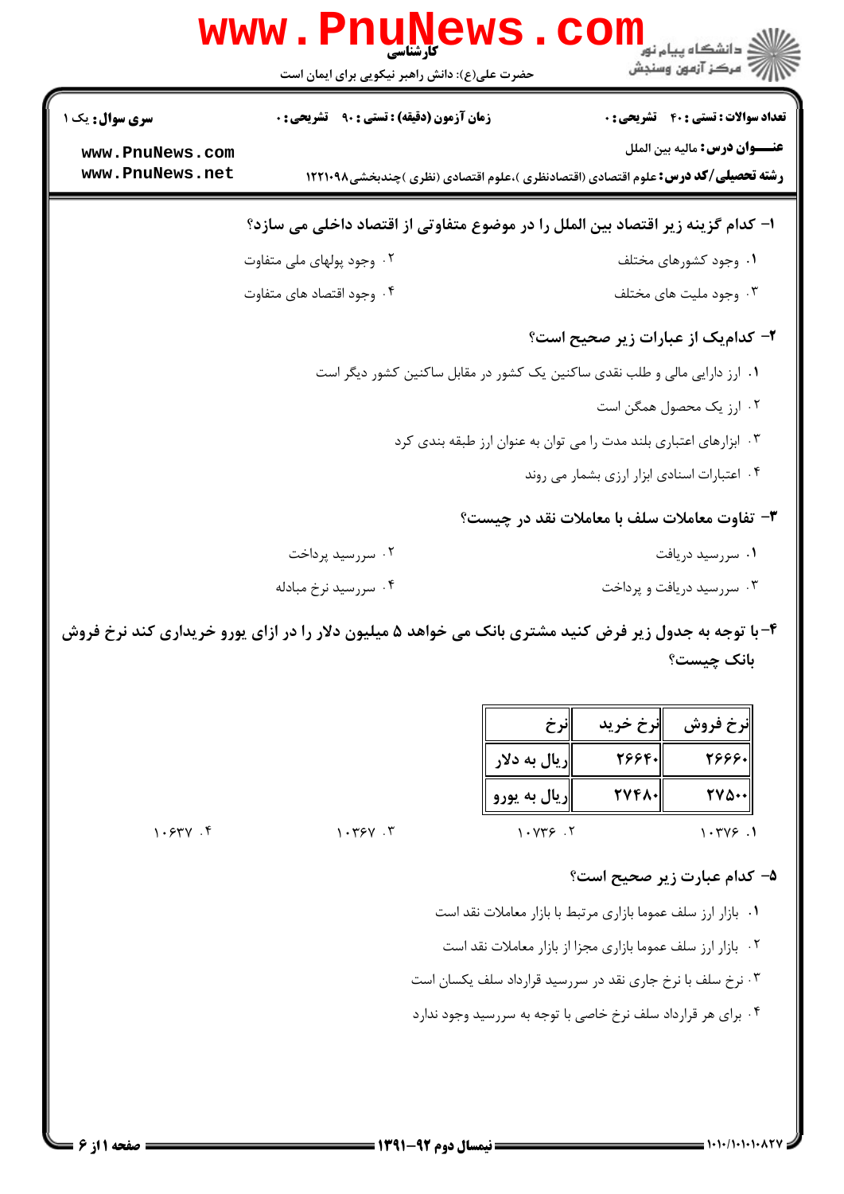کارشناسی

حضرت علی(ع): دانش راهبر نیکویی برای ایمان است

**سری سوال:** یک ۱ | **زمان آزمون (دقیقه) : تستی :** ۹۰ **تشریحی :** ۰ | **تعداد سوالات : تستی :** ۴۰ **تشریحی :** ۰

**عنـــوان درس:** مالیه بین الملل

**رشته تحصیلی/کد درس:** علوم اقتصادی (اقتصادنظری )،علوم اقتصادی (نظری )چندبخشی۱۲۲۱۰۹۸

**۱- کدام گزینه زیر اقتصاد بین الملل را در موضوع متفاوتی از اقتصاد داخلی می سازد؟**

۱. وجود کشورهای مختلف

۲. وجود پولهای ملی متفاوت

۳. وجود ملیت های مختلف

۴. وجود اقتصاد های متفاوت

**۲- کدام‌یک از عبارات زیر صحیح است؟**

۱. ارز دارایی مالی و طلب نقدی ساکنین یک کشور در مقابل ساکنین کشور دیگر است

۲. ارز یک محصول همگن است

۳. ابزارهای اعتباری بلند مدت را می توان به عنوان ارز طبقه بندی کرد

۴. اعتبارات اسنادی ابزار ارزی بشمار می روند

**۳- تفاوت معاملات سلف با معاملات نقد در چیست؟**

۱. سررسید دریافت

۲. سررسید پرداخت

۳. سررسید دریافت و پرداخت

۴. سررسید نرخ مبادله

**۴- با توجه به جدول زیر فرض کنید مشتری بانک می خواهد ۵ میلیون دلار را در ازای یورو خریداری کند نرخ فروش بانک چیست؟**

| نرخ | نرخ خرید | نرخ فروش |
|---|---|---|
| ریال به دلار | ۲۶۶۴۰ | ۲۶۶۶۰ |
| ریال به یورو | ۲۷۴۸۰ | ۲۷۵۰۰ |

۱. ۱.۰۳۷۶

۲. ۱.۰۷۳۶

۳. ۱.۰۳۶۷

۴. ۱.۰۶۳۷

**۵- کدام عبارت زیر صحیح است؟**

۱. بازار ارز سلف عموما بازاری مرتبط با بازار معاملات نقد است

۲. بازار ارز سلف عموما بازاری مجزا از بازار معاملات نقد است

۳. نرخ سلف با نرخ جاری نقد در سررسید قرارداد سلف یکسان است

۴. برای هر قرارداد سلف نرخ خاصی با توجه به سررسید وجود ندارد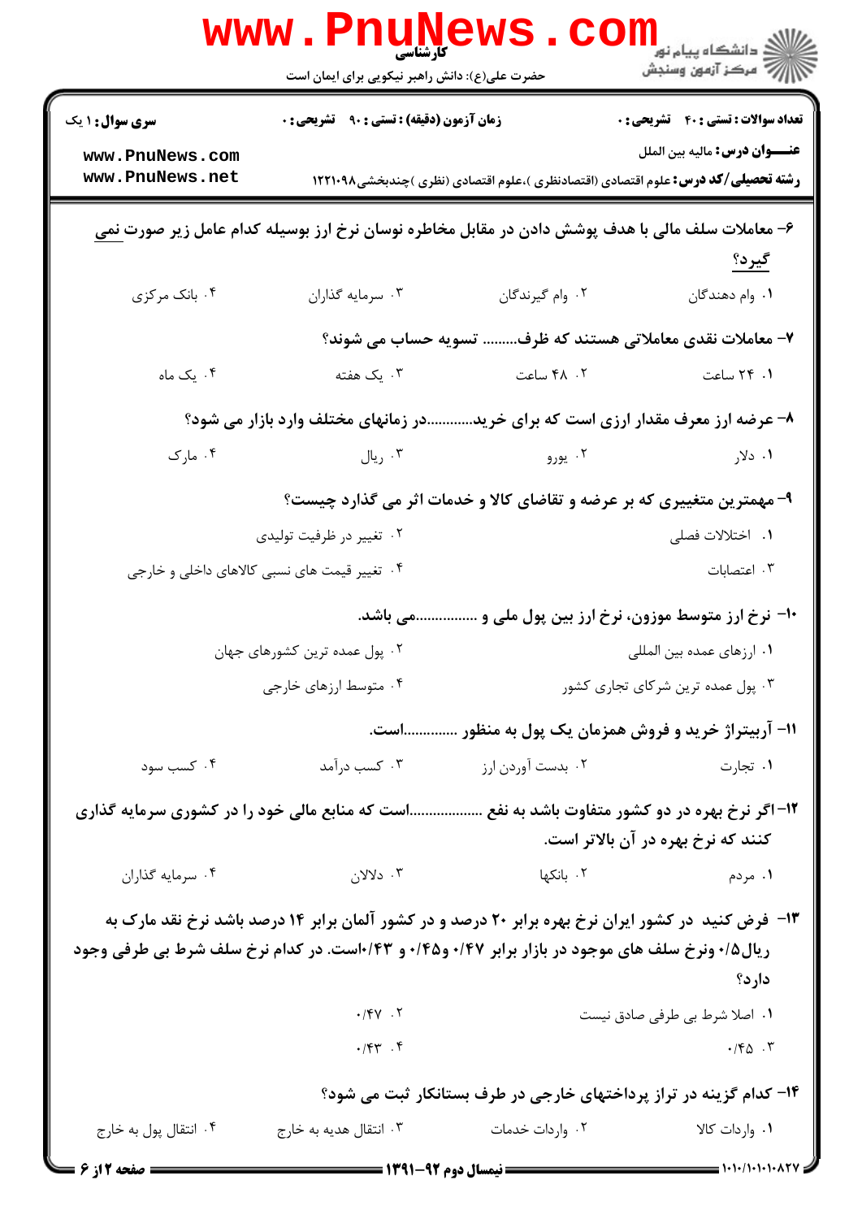**سری سوال:** ۱ یک | **زمان آزمون (دقیقه):** تستی : ۹۰ تشریحی : ۰ | **تعداد سوالات:** تستی : ۴۰ تشریحی : ۰

**عنـــوان درس:** مالیه بین الملل

**رشته تحصیلی/کد درس:** علوم اقتصادی (اقتصادنظری )،علوم اقتصادی (نظری )چندبخشی۱۲۲۱۰۹۸

۶- معاملات سلف مالی با هدف پوشش دادن در مقابل مخاطره نوسان نرخ ارز بوسیله کدام عامل زیر صورت <u>نمی گیرد؟</u>

۱. وام دهندگان ۲. وام گیرندگان ۳. سرمایه گذاران ۴. بانک مرکزی

۷- معاملات نقدی معاملاتی هستند که ظرف......... تسویه حساب می شوند؟

۱. ۲۴ ساعت ۲. ۴۸ ساعت ۳. یک هفته ۴. یک ماه

۸- عرضه ارز معرف مقدار ارزی است که برای خرید............در زمانهای مختلف وارد بازار می شود؟

۱. دلار ۲. یورو ۳. ریال ۴. مارک

۹- مهمترین متغییری که بر عرضه و تقاضای کالا و خدمات اثر می گذارد چیست؟

۱. اختلالات فصلی ۲. تغییر در ظرفیت تولیدی ۳. اعتصابات ۴. تغییر قیمت های نسبی کالاهای داخلی و خارجی

۱۰- نرخ ارز متوسط موزون، نرخ ارز بین پول ملی و ................می باشد.

۱. ارزهای عمده بین المللی ۲. پول عمده ترین کشورهای جهان ۳. پول عمده ترین شرکای تجاری کشور ۴. متوسط ارزهای خارجی

۱۱- آربیتراژ خرید و فروش همزمان یک پول به منظور ..............است.

۱. تجارت ۲. بدست آوردن ارز ۳. کسب درآمد ۴. کسب سود

۱۲-اگر نرخ بهره در دو کشور متفاوت باشد به نفع ..................است که منابع مالی خود را در کشوری سرمایه گذاری کنند که نرخ بهره در آن بالاتر است.

۱. مردم ۲. بانکها ۳. دلالان ۴. سرمایه گذاران

۱۳- فرض کنید در کشور ایران نرخ بهره برابر ۲۰ درصد و در کشور آلمان برابر ۱۴ درصد باشد نرخ نقد مارک به ریال۰/۵ ونرخ سلف های موجود در بازار برابر ۰/۴۷ و۰/۴۵ و ۰/۴۳است. در کدام نرخ سلف شرط بی طرفی وجود دارد؟

۱. اصلا شرط بی طرفی صادق نیست ۲. ۰/۴۷ ۳. ۰/۴۵ ۴. ۰/۴۳

۱۴- کدام گزینه در تراز پرداختهای خارجی در طرف بستانکار ثبت می شود؟

۱. واردات کالا ۲. واردات خدمات ۳. انتقال هدیه به خارج ۴. انتقال پول به خارج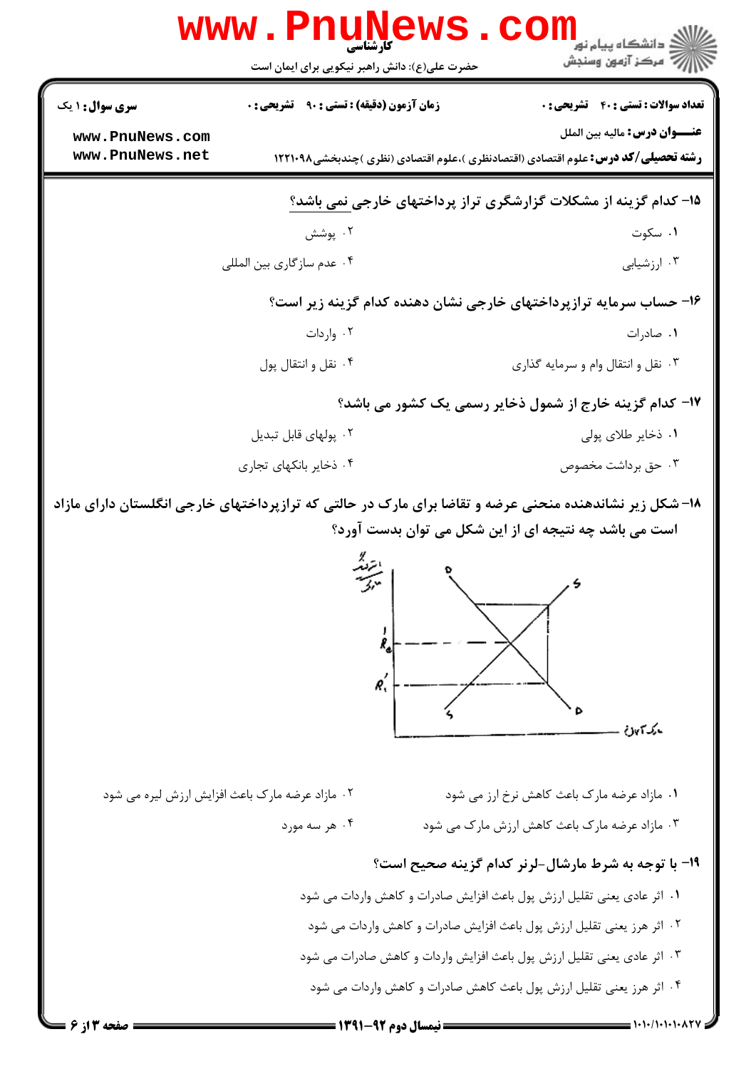۱۵- کدام گزینه از مشکلات گزارشگری تراز پرداختهای خارجی نمی باشد؟

۱. سکوت

۲. پوشش

۳. ارزشیابی

۴. عدم سازگاری بین المللی

۱۶- حساب سرمایه ترازپرداختهای خارجی نشان دهنده کدام گزینه زیر است؟

۱. صادرات

۲. واردات

۳. نقل و انتقال وام و سرمایه گذاری

۴. نقل و انتقال پول

۱۷- کدام گزینه خارج از شمول ذخایر رسمی یک کشور می باشد؟

۱. ذخایر طلای پولی

۲. پولهای قابل تبدیل

۳. حق برداشت مخصوص

۴. ذخایر بانکهای تجاری

۱۸- شکل زیر نشاندهنده منحنی عرضه و تقاضا برای مارک در حالتی که ترازپرداختهای خارجی انگلستان دارای مازاد است می باشد چه نتیجه ای از این شکل می توان بدست آورد؟

۱. مازاد عرضه مارک باعث کاهش نرخ ارز می شود

۲. مازاد عرضه مارک باعث افزایش ارزش لیره می شود

۳. مازاد عرضه مارک باعث کاهش ارزش مارک می شود

۴. هر سه مورد

۱۹- با توجه به شرط مارشال-لرنر کدام گزینه صحیح است؟

۱. اثر عادی یعنی تقلیل ارزش پول باعث افزایش صادرات و کاهش واردات می شود

۲. اثر هرز یعنی تقلیل ارزش پول باعث افزایش صادرات و کاهش واردات می شود

۳. اثر عادی یعنی تقلیل ارزش پول باعث افزایش واردات و کاهش صادرات می شود

۴. اثر هرز یعنی تقلیل ارزش پول باعث کاهش صادرات و کاهش واردات می شود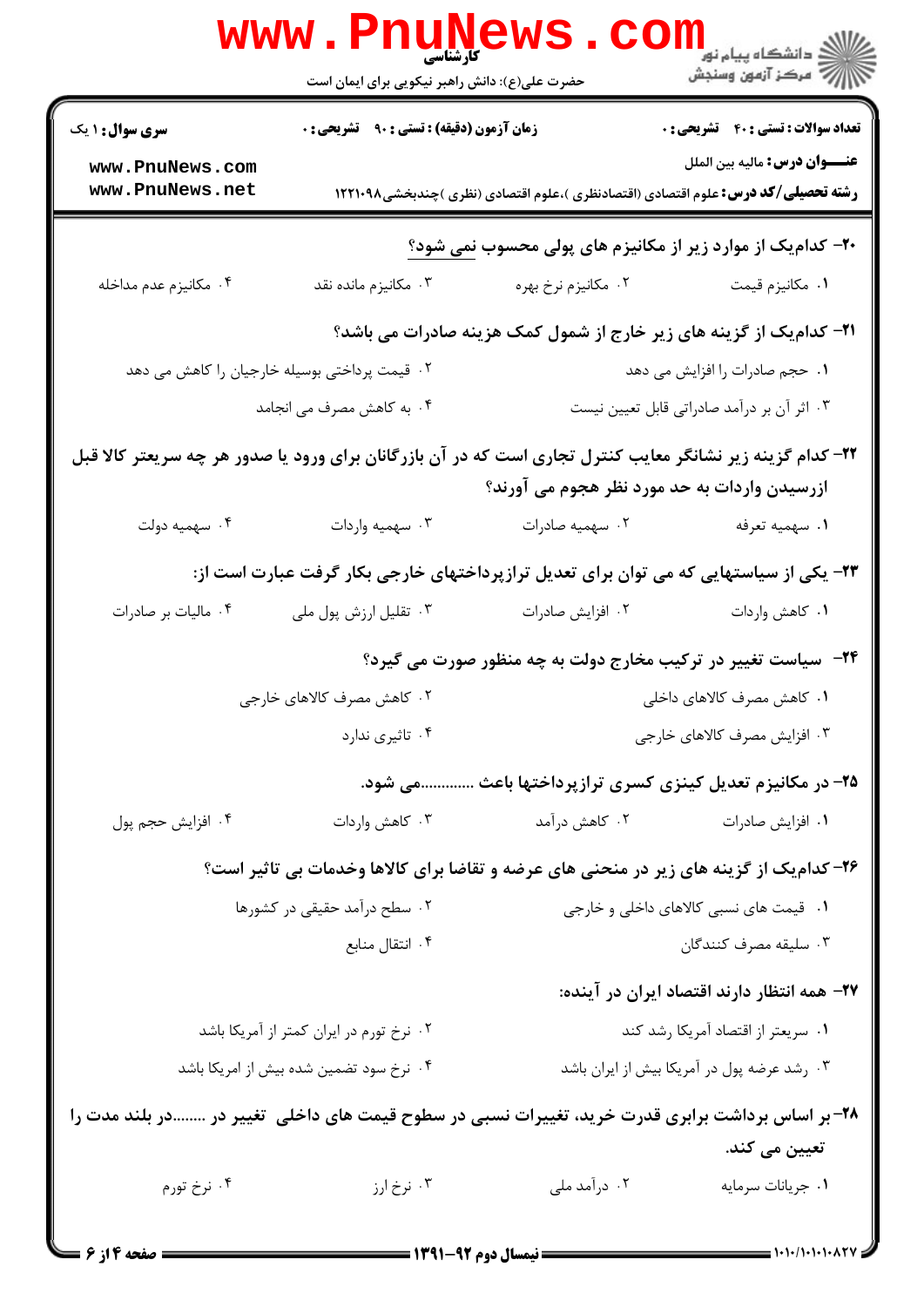**سری سوال:** ۱ یک | **زمان آزمون (دقیقه):** تستی: ۹۰ تشریحی: ۰ | **تعداد سوالات:** تستی: ۴۰ تشریحی: ۰

**عنـــوان درس:** مالیه بین الملل

**رشته تحصیلی/کد درس:** علوم اقتصادی (اقتصادنظری )،علوم اقتصادی (نظری )چندبخشی۱۲۲۱۰۹۸

۲۰- کدام‌یک از موارد زیر از مکانیزم های پولی محسوب نمی شود؟

۱. مکانیزم قیمت
۲. مکانیزم نرخ بهره
۳. مکانیزم مانده نقد
۴. مکانیزم عدم مداخله

۲۱- کدام‌یک از گزینه های زیر خارج از شمول کمک هزینه صادرات می باشد؟

۱. حجم صادرات را افزایش می دهد
۲. قیمت پرداختی بوسیله خارجیان را کاهش می دهد
۳. اثر آن بر درآمد صادراتی قابل تعیین نیست
۴. به کاهش مصرف می انجامد

۲۲- کدام گزینه زیر نشانگر معایب کنترل تجاری است که در آن بازرگانان برای ورود یا صدور هر چه سریعتر کالا قبل ازرسیدن واردات به حد مورد نظر هجوم می آورند؟

۱. سهمیه تعرفه
۲. سهمیه صادرات
۳. سهمیه واردات
۴. سهمیه دولت

۲۳- یکی از سیاستهایی که می توان برای تعدیل ترازپرداختهای خارجی بکار گرفت عبارت است از:

۱. کاهش واردات
۲. افزایش صادرات
۳. تقلیل ارزش پول ملی
۴. مالیات بر صادرات

۲۴- سیاست تغییر در ترکیب مخارج دولت به چه منظور صورت می گیرد؟

۱. کاهش مصرف کالاهای داخلی
۲. کاهش مصرف کالاهای خارجی
۳. افزایش مصرف کالاهای خارجی
۴. تاثیری ندارد

۲۵- در مکانیزم تعدیل کینزی کسری ترازپرداختها باعث .............می شود.

۱. افزایش صادرات
۲. کاهش درآمد
۳. کاهش واردات
۴. افزایش حجم پول

۲۶- کدام‌یک از گزینه های زیر در منحنی های عرضه و تقاضا برای کالاها وخدمات بی تاثیر است؟

۱. قیمت های نسبی کالاهای داخلی و خارجی
۲. سطح درآمد حقیقی در کشورها
۳. سلیقه مصرف کنندگان
۴. انتقال منابع

۲۷- همه انتظار دارند اقتصاد ایران در آینده:

۱. سریعتر از اقتصاد آمریکا رشد کند
۲. نرخ تورم در ایران کمتر از آمریکا باشد
۳. رشد عرضه پول در آمریکا بیش از ایران باشد
۴. نرخ سود تضمین شده بیش از امریکا باشد

۲۸- بر اساس برداشت برابری قدرت خرید، تغییرات نسبی در سطوح قیمت های داخلی تغییر در ........در بلند مدت را تعیین می کند.

۱. جریانات سرمایه
۲. درآمد ملی
۳. نرخ ارز
۴. نرخ تورم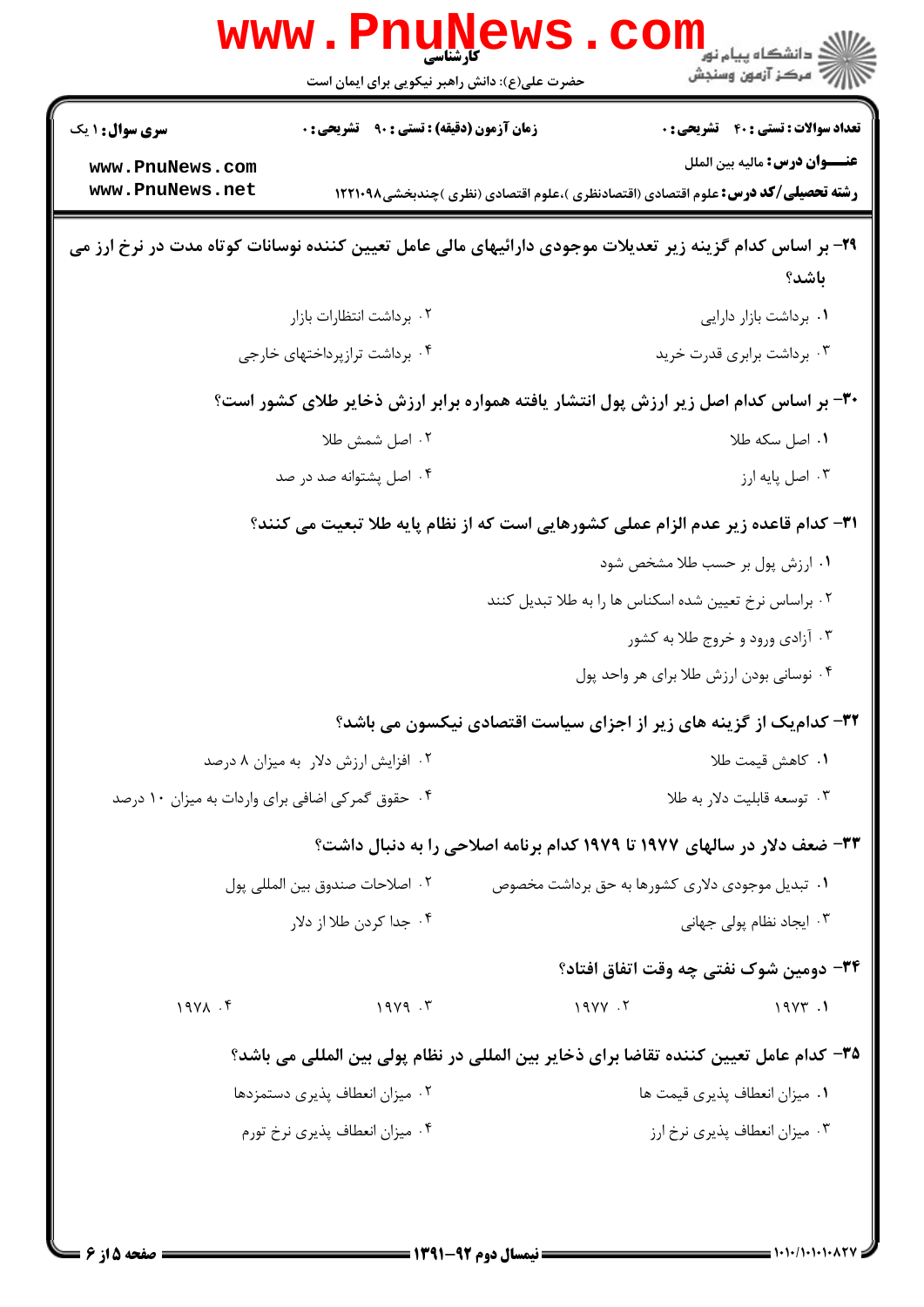سری سوال: ۱ یک | زمان آزمون (دقیقه) : تستی : ۹۰ تشریحی : ۰ | تعداد سوالات : تستی : ۴۰ تشریحی : ۰

**عنـــوان درس:** مالیه بین الملل

**رشته تحصیلی/کد درس:** علوم اقتصادی (اقتصادنظری )،علوم اقتصادی (نظری )چندبخشی۱۲۲۱۰۹۸

**۲۹- بر اساس کدام گزینه زیر تعدیلات موجودی دارائیهای مالی عامل تعیین کننده نوسانات کوتاه مدت در نرخ ارز می باشد؟**

۱. برداشت بازار دارایی
۲. برداشت انتظارات بازار
۳. برداشت برابری قدرت خرید
۴. برداشت ترازپرداختهای خارجی

**۳۰- بر اساس کدام اصل زیر ارزش پول انتشار یافته همواره برابر ارزش ذخایر طلای کشور است؟**

۱. اصل سکه طلا
۲. اصل شمش طلا
۳. اصل پایه ارز
۴. اصل پشتوانه صد در صد

**۳۱- کدام قاعده زیر عدم الزام عملی کشورهایی است که از نظام پایه طلا تبعیت می کنند؟**

۱. ارزش پول بر حسب طلا مشخص شود
۲. براساس نرخ تعیین شده اسکناس ها را به طلا تبدیل کنند
۳. آزادی ورود و خروج طلا به کشور
۴. نوسانی بودن ارزش طلا برای هر واحد پول

**۳۲- کدام‌یک از گزینه های زیر از اجزای سیاست اقتصادی نیکسون می باشد؟**

۱. کاهش قیمت طلا
۲. افزایش ارزش دلار به میزان ۸ درصد
۳. توسعه قابلیت دلار به طلا
۴. حقوق گمرکی اضافی برای واردات به میزان ۱۰ درصد

**۳۳- ضعف دلار در سالهای ۱۹۷۷ تا ۱۹۷۹ کدام برنامه اصلاحی را به دنبال داشت؟**

۱. تبدیل موجودی دلاری کشورها به حق برداشت مخصوص
۲. اصلاحات صندوق بین المللی پول
۳. ایجاد نظام پولی جهانی
۴. جدا کردن طلا از دلار

**۳۴- دومین شوک نفتی چه وقت اتفاق افتاد؟**

۱. ۱۹۷۳
۲. ۱۹۷۷
۳. ۱۹۷۹
۴. ۱۹۷۸

**۳۵- کدام عامل تعیین کننده تقاضا برای ذخایر بین المللی در نظام پولی بین المللی می باشد؟**

۱. میزان انعطاف پذیری قیمت ها
۲. میزان انعطاف پذیری دستمزدها
۳. میزان انعطاف پذیری نرخ ارز
۴. میزان انعطاف پذیری نرخ تورم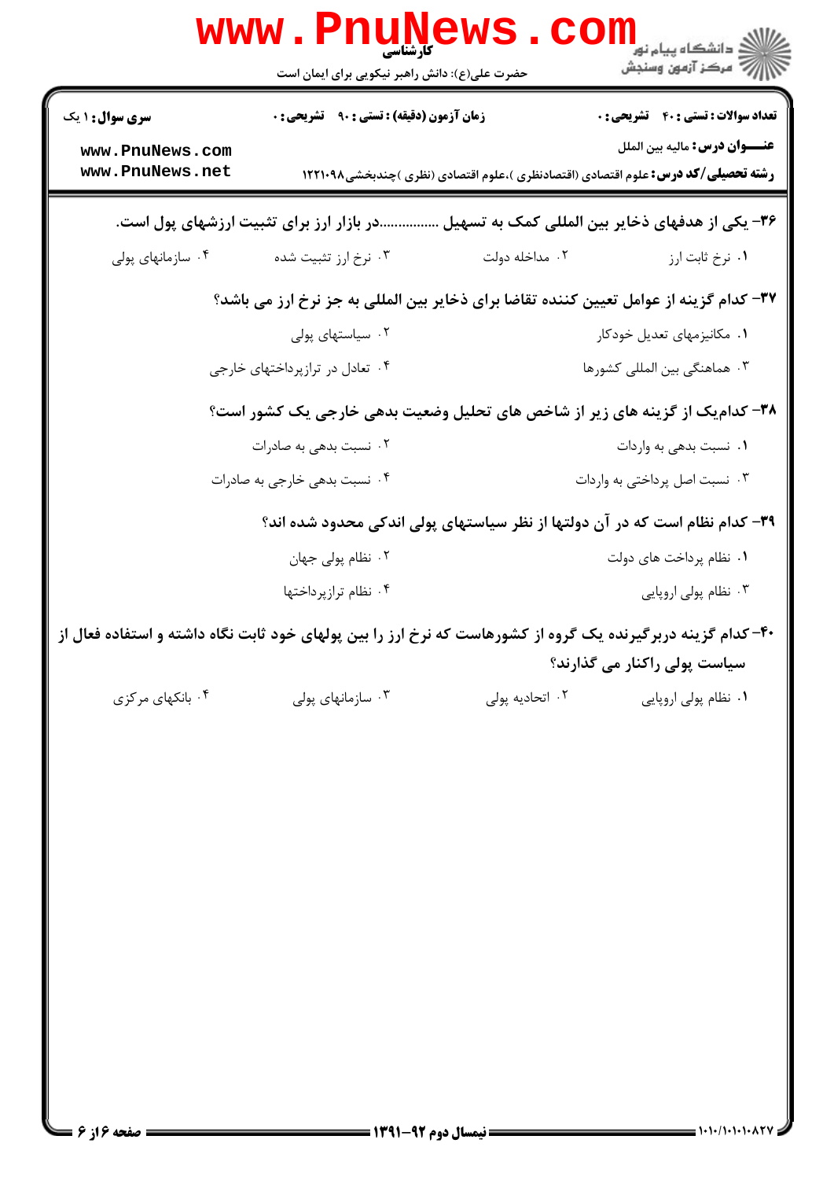۳۶- یکی از هدفهای ذخایر بین المللی کمک به تسهیل ..............در بازار ارز برای تثبیت ارزشهای پول است.

۱. نرخ ثابت ارز
۲. مداخله دولت
۳. نرخ ارز تثبیت شده
۴. سازمانهای پولی

۳۷- کدام گزینه از عوامل تعیین کننده تقاضا برای ذخایر بین المللی به جز نرخ ارز می باشد؟

۱. مکانیزمهای تعدیل خودکار
۲. سیاستهای پولی
۳. هماهنگی بین المللی کشورها
۴. تعادل در ترازپرداختهای خارجی

۳۸- کدام‌یک از گزینه های زیر از شاخص های تحلیل وضعیت بدهی خارجی یک کشور است؟

۱. نسبت بدهی به واردات
۲. نسبت بدهی به صادرات
۳. نسبت اصل پرداختی به واردات
۴. نسبت بدهی خارجی به صادرات

۳۹- کدام نظام است که در آن دولتها از نظر سیاستهای پولی اندکی محدود شده اند؟

۱. نظام پرداخت های دولت
۲. نظام پولی جهان
۳. نظام پولی اروپایی
۴. نظام ترازپرداختها

۴۰- کدام گزینه دربرگیرنده یک گروه از کشورهاست که نرخ ارز را بین پولهای خود ثابت نگاه داشته و استفاده فعال از سیاست پولی راکنار می گذارند؟

۱. نظام پولی اروپایی
۲. اتحادیه پولی
۳. سازمانهای پولی
۴. بانکهای مرکزی